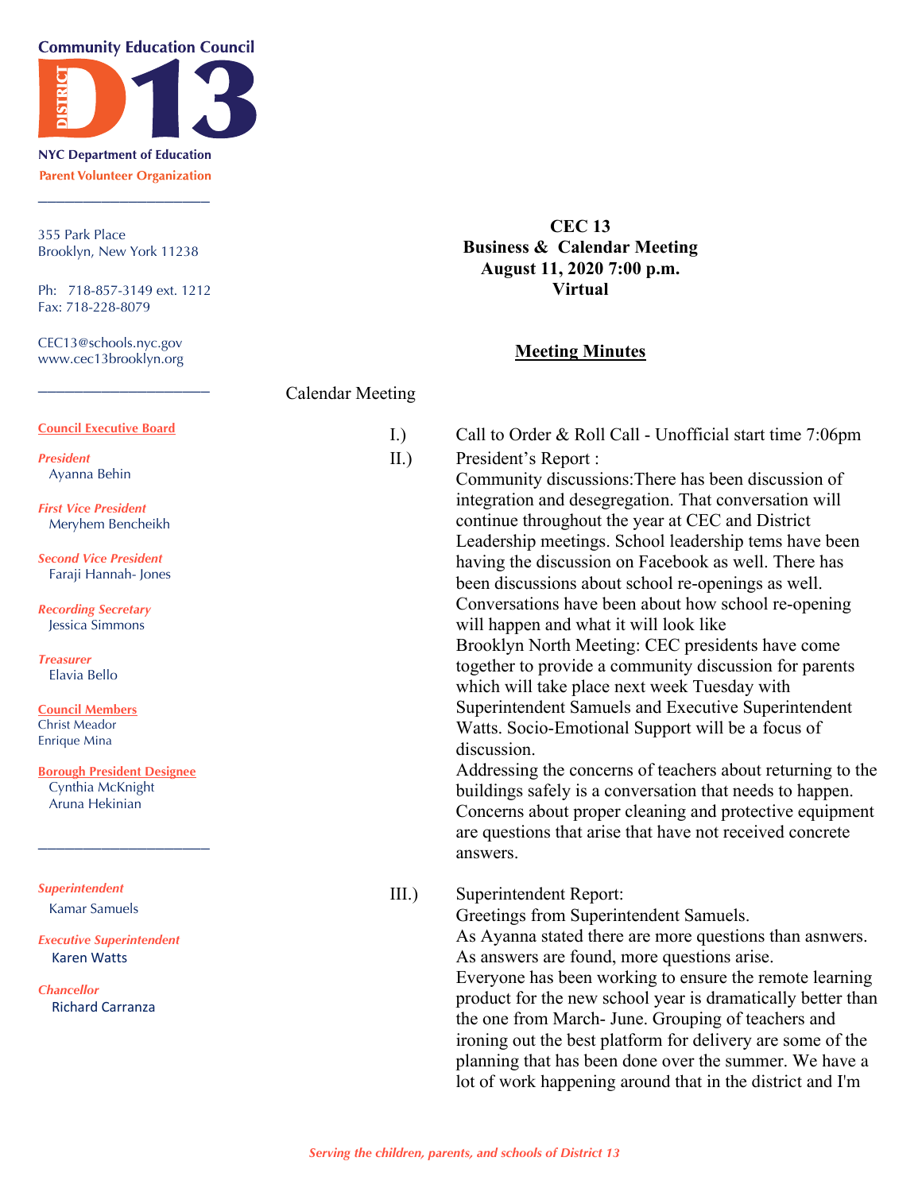**Community Education Council**

**DISTRICT 13**

**NYC Department of Education**

**Parent Volunteer Organization**

355 Park Place
Brooklyn, New York 11238

Ph: 718-857-3149 ext. 1212
Fax: 718-228-8079

CEC13@schools.nyc.gov
www.cec13brooklyn.org

**Council Executive Board**

*President*
Ayanna Behin

*First Vice President*
Meryhem Bencheikh

*Second Vice President*
Faraji Hannah- Jones

*Recording Secretary*
Jessica Simmons

*Treasurer*
Elavia Bello

**Council Members**
Christ Meador
Enrique Mina

**Borough President Designee**
Cynthia McKnight
Aruna Hekinian

*Superintendent*
Kamar Samuels

*Executive Superintendent*
Karen Watts

*Chancellor*
Richard Carranza

# CEC 13
# Business & Calendar Meeting
# August 11, 2020 7:00 p.m.
# Virtual

## Meeting Minutes

Calendar Meeting

I.) Call to Order & Roll Call - Unofficial start time 7:06pm

II.) President's Report :
Community discussions:There has been discussion of integration and desegregation. That conversation will continue throughout the year at CEC and District Leadership meetings. School leadership tems have been having the discussion on Facebook as well. There has been discussions about school re-openings as well. Conversations have been about how school re-opening will happen and what it will look like
Brooklyn North Meeting: CEC presidents have come together to provide a community discussion for parents which will take place next week Tuesday with Superintendent Samuels and Executive Superintendent Watts. Socio-Emotional Support will be a focus of discussion.
Addressing the concerns of teachers about returning to the buildings safely is a conversation that needs to happen. Concerns about proper cleaning and protective equipment are questions that arise that have not received concrete answers.

III.) Superintendent Report:
Greetings from Superintendent Samuels.
As Ayanna stated there are more questions than asnwers. As answers are found, more questions arise.
Everyone has been working to ensure the remote learning product for the new school year is dramatically better than the one from March- June. Grouping of teachers and ironing out the best platform for delivery are some of the planning that has been done over the summer. We have a lot of work happening around that in the district and I'm

*Serving the children, parents, and schools of District 13*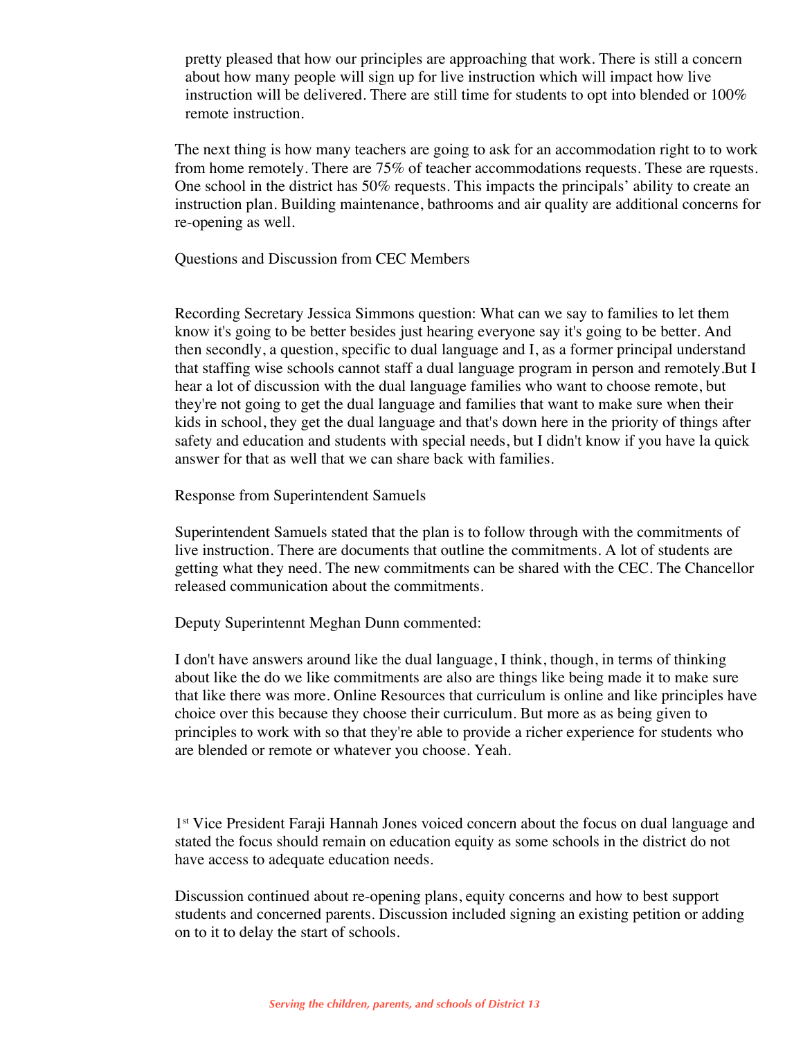pretty pleased that how our principles are approaching that work. There is still a concern about how many people will sign up for live instruction which will impact how live instruction will be delivered. There are still time for students to opt into blended or 100% remote instruction.

The next thing is how many teachers are going to ask for an accommodation right to to work from home remotely. There are 75% of teacher accommodations requests. These are rquests. One school in the district has 50% requests. This impacts the principals' ability to create an instruction plan. Building maintenance, bathrooms and air quality are additional concerns for re-opening as well.

Questions and Discussion from CEC Members

Recording Secretary Jessica Simmons question: What can we say to families to let them know it's going to be better besides just hearing everyone say it's going to be better. And then secondly, a question, specific to dual language and I, as a former principal understand that staffing wise schools cannot staff a dual language program in person and remotely.But I hear a lot of discussion with the dual language families who want to choose remote, but they're not going to get the dual language and families that want to make sure when their kids in school, they get the dual language and that's down here in the priority of things after safety and education and students with special needs, but I didn't know if you have la quick answer for that as well that we can share back with families.

Response from Superintendent Samuels

Superintendent Samuels stated that the plan is to follow through with the commitments of live instruction. There are documents that outline the commitments. A lot of students are getting what they need. The new commitments can be shared with the CEC. The Chancellor released communication about the commitments.

Deputy Superintennt Meghan Dunn commented:

I don't have answers around like the dual language, I think, though, in terms of thinking about like the do we like commitments are also are things like being made it to make sure that like there was more. Online Resources that curriculum is online and like principles have choice over this because they choose their curriculum. But more as as being given to principles to work with so that they're able to provide a richer experience for students who are blended or remote or whatever you choose. Yeah.

1st Vice President Faraji Hannah Jones voiced concern about the focus on dual language and stated the focus should remain on education equity as some schools in the district do not have access to adequate education needs.

Discussion continued about re-opening plans, equity concerns and how to best support students and concerned parents. Discussion included signing an existing petition or adding on to it to delay the start of schools.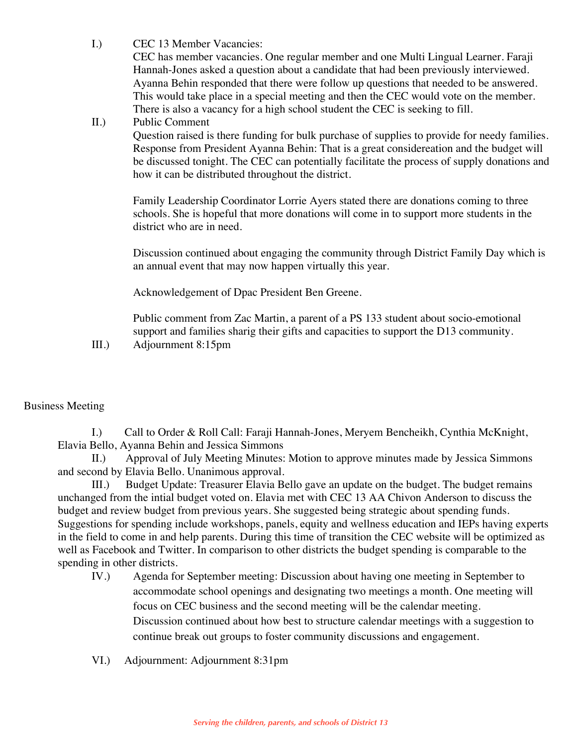I.) CEC 13 Member Vacancies:
CEC has member vacancies. One regular member and one Multi Lingual Learner. Faraji Hannah-Jones asked a question about a candidate that had been previously interviewed. Ayanna Behin responded that there were follow up questions that needed to be answered. This would take place in a special meeting and then the CEC would vote on the member. There is also a vacancy for a high school student the CEC is seeking to fill.

II.) Public Comment
Question raised is there funding for bulk purchase of supplies to provide for needy families. Response from President Ayanna Behin: That is a great considereation and the budget will be discussed tonight. The CEC can potentially facilitate the process of supply donations and how it can be distributed throughout the district.

Family Leadership Coordinator Lorrie Ayers stated there are donations coming to three schools. She is hopeful that more donations will come in to support more students in the district who are in need.

Discussion continued about engaging the community through District Family Day which is an annual event that may now happen virtually this year.

Acknowledgement of Dpac President Ben Greene.

Public comment from Zac Martin, a parent of a PS 133 student about socio-emotional support and families sharig their gifts and capacities to support the D13 community.

III.) Adjournment 8:15pm

Business Meeting

I.) Call to Order & Roll Call: Faraji Hannah-Jones, Meryem Bencheikh, Cynthia McKnight, Elavia Bello, Ayanna Behin and Jessica Simmons

II.) Approval of July Meeting Minutes: Motion to approve minutes made by Jessica Simmons and second by Elavia Bello. Unanimous approval.

III.) Budget Update: Treasurer Elavia Bello gave an update on the budget. The budget remains unchanged from the intial budget voted on. Elavia met with CEC 13 AA Chivon Anderson to discuss the budget and review budget from previous years. She suggested being strategic about spending funds. Suggestions for spending include workshops, panels, equity and wellness education and IEPs having experts in the field to come in and help parents. During this time of transition the CEC website will be optimized as well as Facebook and Twitter. In comparison to other districts the budget spending is comparable to the spending in other districts.

IV.) Agenda for September meeting: Discussion about having one meeting in September to accommodate school openings and designating two meetings a month. One meeting will focus on CEC business and the second meeting will be the calendar meeting. Discussion continued about how best to structure calendar meetings with a suggestion to continue break out groups to foster community discussions and engagement.

VI.) Adjournment: Adjournment 8:31pm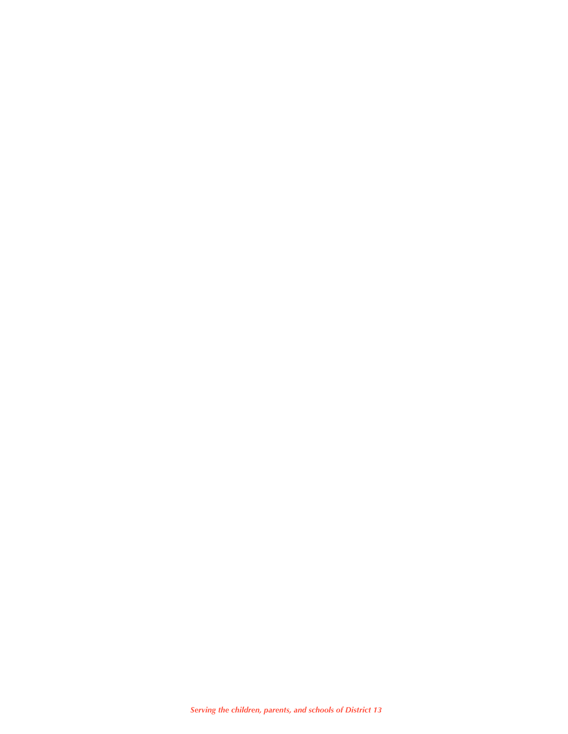***Serving the children, parents, and schools of District 13***